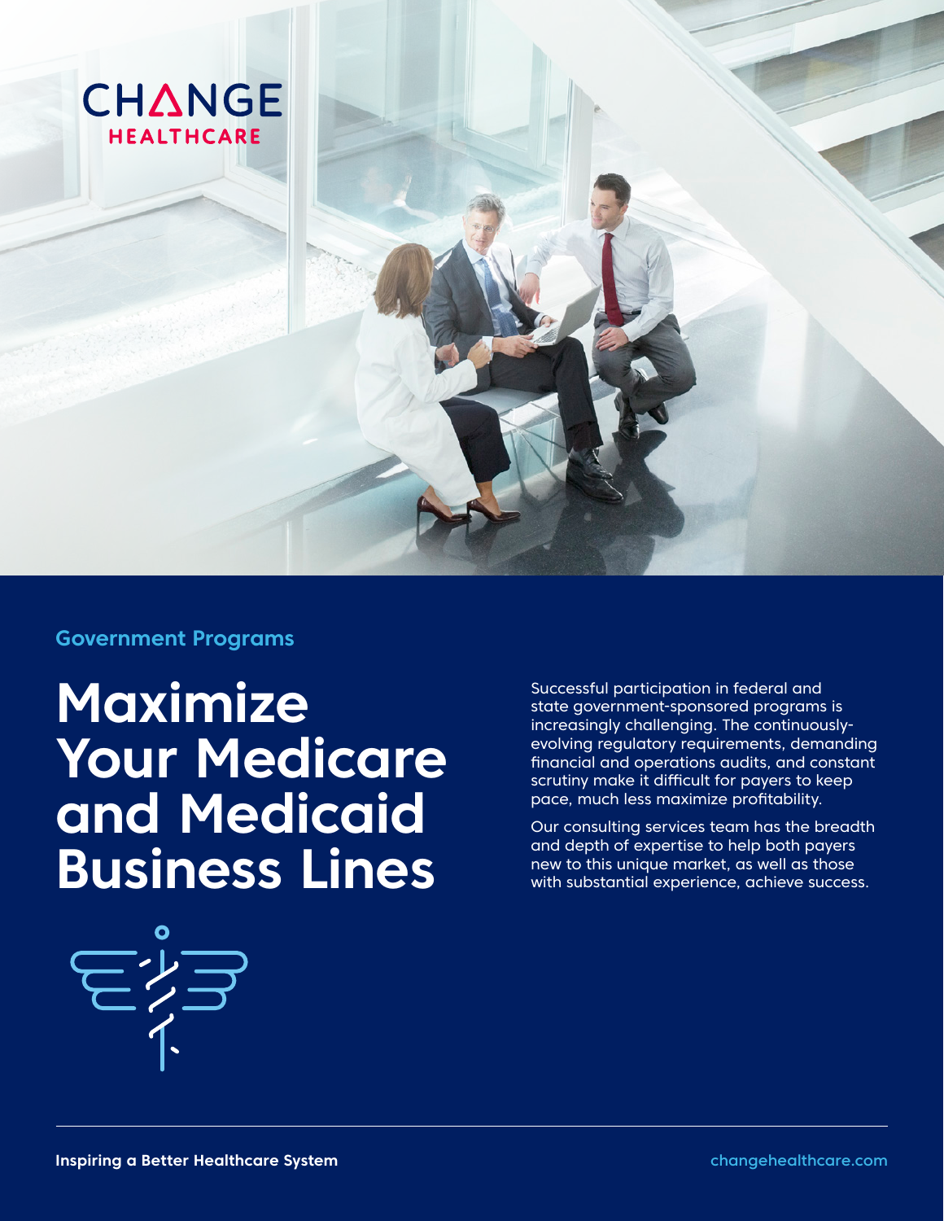CHANGE HEALTHCARE

Government Programs

# Maximize Your Medicare and Medicaid Business Lines

Successful participation in federal and state government-sponsored programs is increasingly challenging. The continuously-evolving regulatory requirements, demanding financial and operations audits, and constant scrutiny make it difficult for payers to keep pace, much less maximize profitability.

Our consulting services team has the breadth and depth of expertise to help both payers new to this unique market, as well as those with substantial experience, achieve success.

**Inspiring a Better Healthcare System**

changehealthcare.com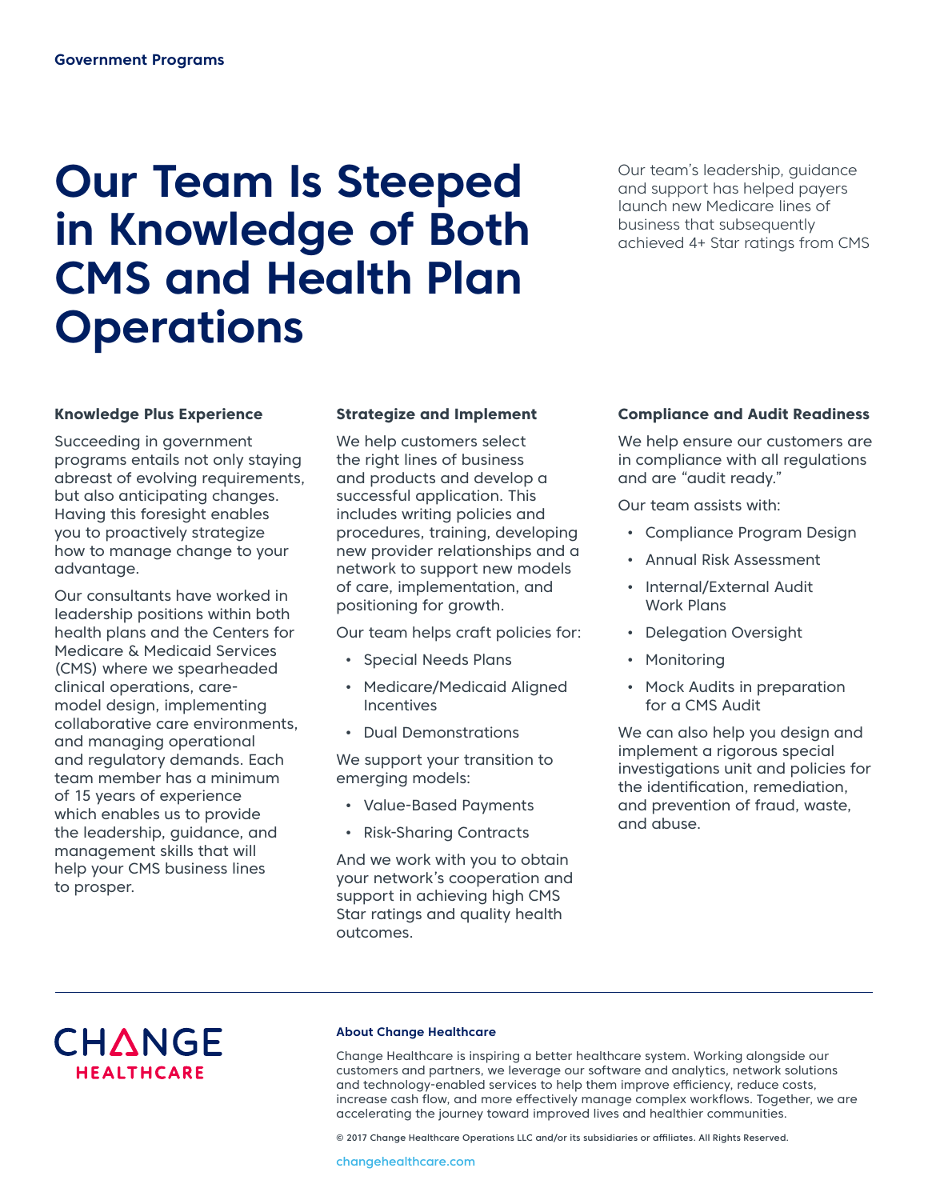Government Programs

# Our Team Is Steeped in Knowledge of Both CMS and Health Plan Operations

Our team's leadership, guidance and support has helped payers launch new Medicare lines of business that subsequently achieved 4+ Star ratings from CMS

### Knowledge Plus Experience

Succeeding in government programs entails not only staying abreast of evolving requirements, but also anticipating changes. Having this foresight enables you to proactively strategize how to manage change to your advantage.

Our consultants have worked in leadership positions within both health plans and the Centers for Medicare & Medicaid Services (CMS) where we spearheaded clinical operations, care-model design, implementing collaborative care environments, and managing operational and regulatory demands. Each team member has a minimum of 15 years of experience which enables us to provide the leadership, guidance, and management skills that will help your CMS business lines to prosper.

### Strategize and Implement

We help customers select the right lines of business and products and develop a successful application. This includes writing policies and procedures, training, developing new provider relationships and a network to support new models of care, implementation, and positioning for growth.

Our team helps craft policies for:

- Special Needs Plans
- Medicare/Medicaid Aligned Incentives
- Dual Demonstrations

We support your transition to emerging models:

- Value-Based Payments
- Risk-Sharing Contracts

And we work with you to obtain your network's cooperation and support in achieving high CMS Star ratings and quality health outcomes.

### Compliance and Audit Readiness

We help ensure our customers are in compliance with all regulations and are "audit ready."

Our team assists with:

- Compliance Program Design
- Annual Risk Assessment
- Internal/External Audit Work Plans
- Delegation Oversight
- Monitoring
- Mock Audits in preparation for a CMS Audit

We can also help you design and implement a rigorous special investigations unit and policies for the identification, remediation, and prevention of fraud, waste, and abuse.

---

CHANGE HEALTHCARE

**About Change Healthcare**

Change Healthcare is inspiring a better healthcare system. Working alongside our customers and partners, we leverage our software and analytics, network solutions and technology-enabled services to help them improve efficiency, reduce costs, increase cash flow, and more effectively manage complex workflows. Together, we are accelerating the journey toward improved lives and healthier communities.

© 2017 Change Healthcare Operations LLC and/or its subsidiaries or affiliates. All Rights Reserved.

changehealthcare.com